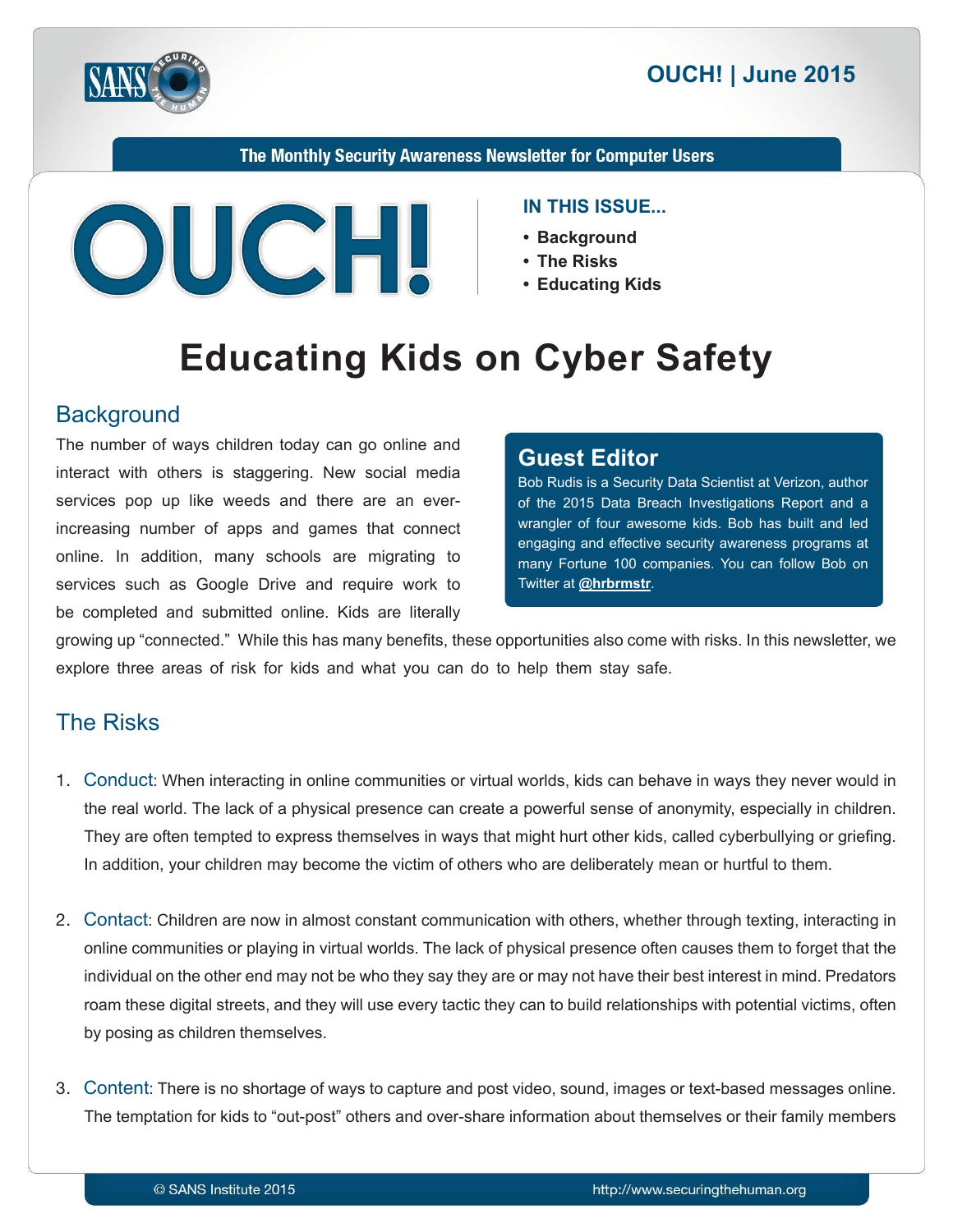The Monthly Security Awareness Newsletter for Computer Users

# OUCH!

**IN THIS ISSUE...**

- **Background**
- **The Risks**
- **Educating Kids**

# Educating Kids on Cyber Safety

## Background

The number of ways children today can go online and interact with others is staggering. New social media services pop up like weeds and there are an ever-increasing number of apps and games that connect online. In addition, many schools are migrating to services such as Google Drive and require work to be completed and submitted online. Kids are literally growing up "connected." While this has many benefits, these opportunities also come with risks. In this newsletter, we explore three areas of risk for kids and what you can do to help them stay safe.

### Guest Editor

Bob Rudis is a Security Data Scientist at Verizon, author of the 2015 Data Breach Investigations Report and a wrangler of four awesome kids. Bob has built and led engaging and effective security awareness programs at many Fortune 100 companies. You can follow Bob on Twitter at **@hrbrmstr**.

## The Risks

1. Conduct: When interacting in online communities or virtual worlds, kids can behave in ways they never would in the real world. The lack of a physical presence can create a powerful sense of anonymity, especially in children. They are often tempted to express themselves in ways that might hurt other kids, called cyberbullying or griefing. In addition, your children may become the victim of others who are deliberately mean or hurtful to them.

2. Contact: Children are now in almost constant communication with others, whether through texting, interacting in online communities or playing in virtual worlds. The lack of physical presence often causes them to forget that the individual on the other end may not be who they say they are or may not have their best interest in mind. Predators roam these digital streets, and they will use every tactic they can to build relationships with potential victims, often by posing as children themselves.

3. Content: There is no shortage of ways to capture and post video, sound, images or text-based messages online. The temptation for kids to "out-post" others and over-share information about themselves or their family members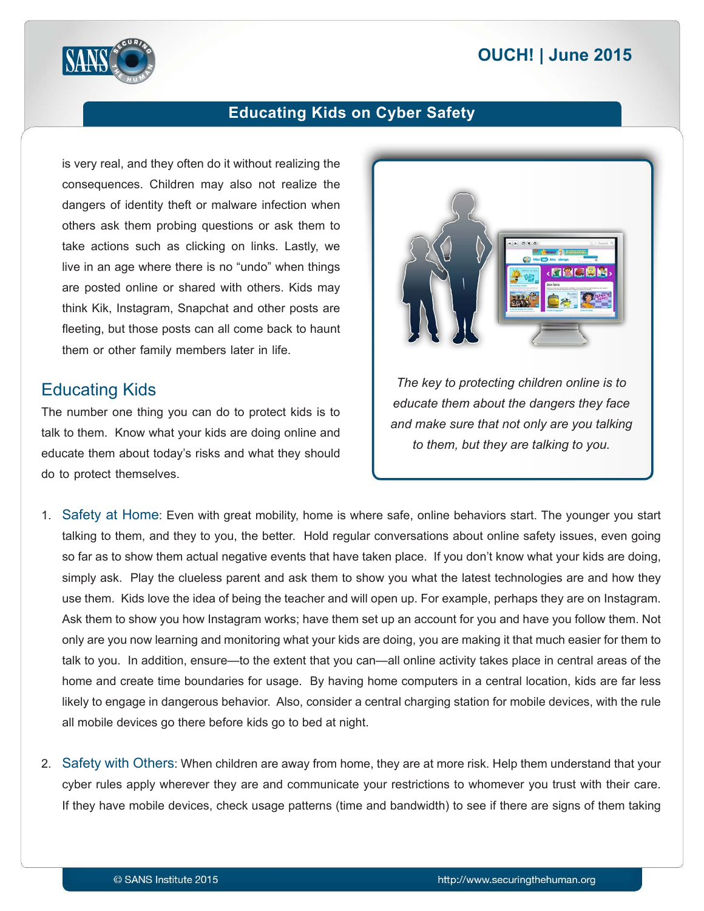is very real, and they often do it without realizing the consequences. Children may also not realize the dangers of identity theft or malware infection when others ask them probing questions or ask them to take actions such as clicking on links. Lastly, we live in an age where there is no "undo" when things are posted online or shared with others. Kids may think Kik, Instagram, Snapchat and other posts are fleeting, but those posts can all come back to haunt them or other family members later in life.

*The key to protecting children online is to educate them about the dangers they face and make sure that not only are you talking to them, but they are talking to you.*

## Educating Kids

The number one thing you can do to protect kids is to talk to them. Know what your kids are doing online and educate them about today's risks and what they should do to protect themselves.

1. **Safety at Home**: Even with great mobility, home is where safe, online behaviors start. The younger you start talking to them, and they to you, the better. Hold regular conversations about online safety issues, even going so far as to show them actual negative events that have taken place. If you don't know what your kids are doing, simply ask. Play the clueless parent and ask them to show you what the latest technologies are and how they use them. Kids love the idea of being the teacher and will open up. For example, perhaps they are on Instagram. Ask them to show you how Instagram works; have them set up an account for you and have you follow them. Not only are you now learning and monitoring what your kids are doing, you are making it that much easier for them to talk to you. In addition, ensure—to the extent that you can—all online activity takes place in central areas of the home and create time boundaries for usage. By having home computers in a central location, kids are far less likely to engage in dangerous behavior. Also, consider a central charging station for mobile devices, with the rule all mobile devices go there before kids go to bed at night.

2. **Safety with Others**: When children are away from home, they are at more risk. Help them understand that your cyber rules apply wherever they are and communicate your restrictions to whomever you trust with their care. If they have mobile devices, check usage patterns (time and bandwidth) to see if there are signs of them taking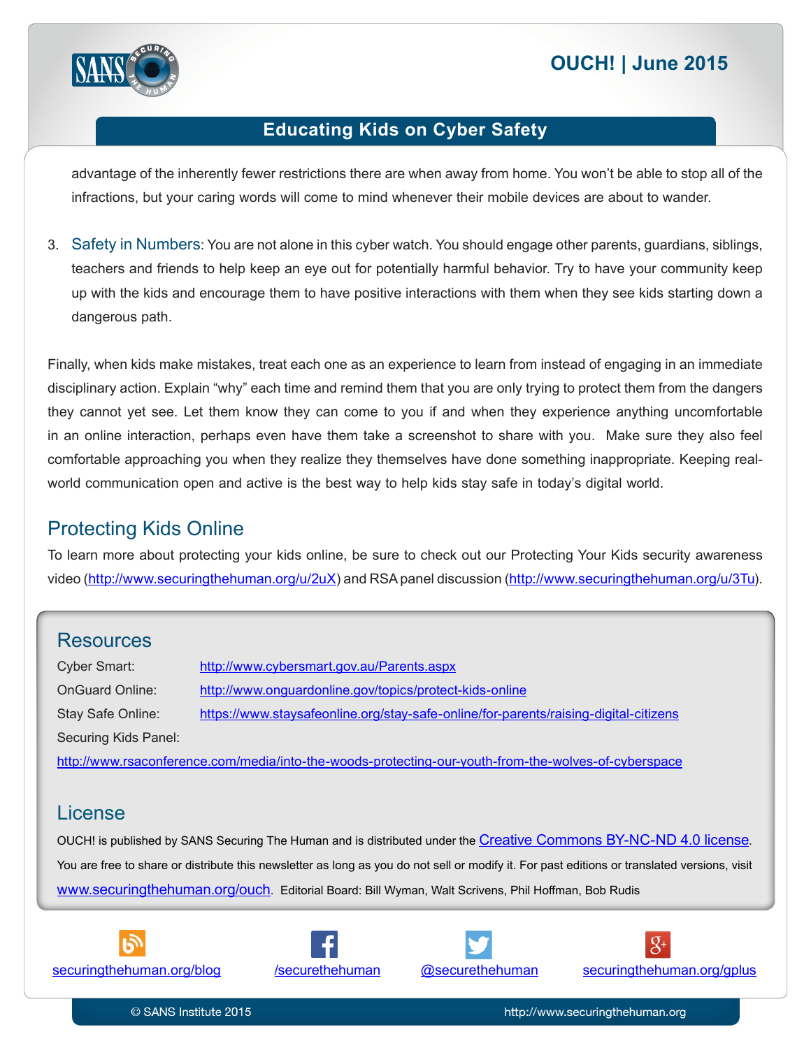advantage of the inherently fewer restrictions there are when away from home. You won't be able to stop all of the infractions, but your caring words will come to mind whenever their mobile devices are about to wander.

3. Safety in Numbers: You are not alone in this cyber watch. You should engage other parents, guardians, siblings, teachers and friends to help keep an eye out for potentially harmful behavior. Try to have your community keep up with the kids and encourage them to have positive interactions with them when they see kids starting down a dangerous path.

Finally, when kids make mistakes, treat each one as an experience to learn from instead of engaging in an immediate disciplinary action. Explain "why" each time and remind them that you are only trying to protect them from the dangers they cannot yet see. Let them know they can come to you if and when they experience anything uncomfortable in an online interaction, perhaps even have them take a screenshot to share with you. Make sure they also feel comfortable approaching you when they realize they themselves have done something inappropriate. Keeping real-world communication open and active is the best way to help kids stay safe in today's digital world.

## Protecting Kids Online

To learn more about protecting your kids online, be sure to check out our Protecting Your Kids security awareness video (http://www.securingthehuman.org/u/2uX) and RSA panel discussion (http://www.securingthehuman.org/u/3Tu).

## Resources

Cyber Smart: http://www.cybersmart.gov.au/Parents.aspx

OnGuard Online: http://www.onguardonline.gov/topics/protect-kids-online

Stay Safe Online: https://www.staysafeonline.org/stay-safe-online/for-parents/raising-digital-citizens

Securing Kids Panel:
http://www.rsaconference.com/media/into-the-woods-protecting-our-youth-from-the-wolves-of-cyberspace

## License

OUCH! is published by SANS Securing The Human and is distributed under the Creative Commons BY-NC-ND 4.0 license. You are free to share or distribute this newsletter as long as you do not sell or modify it. For past editions or translated versions, visit www.securingthehuman.org/ouch. Editorial Board: Bill Wyman, Walt Scrivens, Phil Hoffman, Bob Rudis

securingthehuman.org/blog | /securethehuman | @securethehuman | securingthehuman.org/gplus